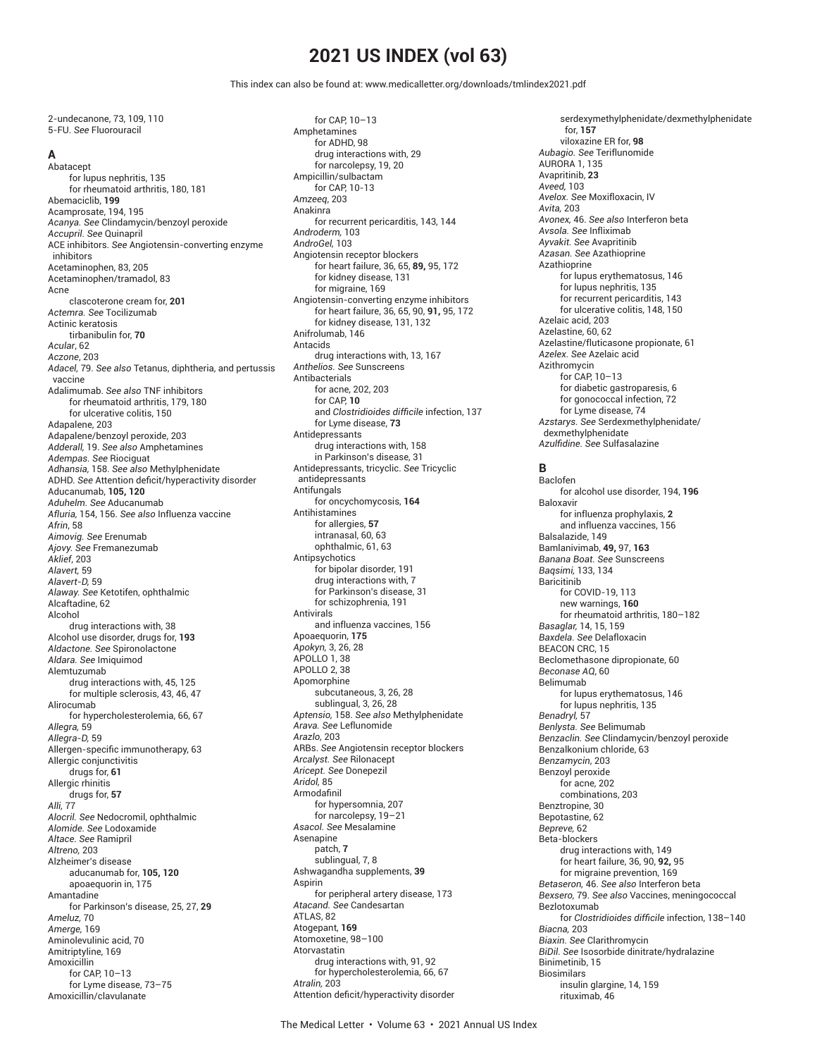# 2021 US INDEX (vol 63)

This index can also be found at: www.medicalletter.org/downloads/tmlindex2021.pdf

2-undecanone, 73, 109, 110
5-FU. *See* Fluorouracil

## A

Abatacept
- for lupus nephritis, 135
- for rheumatoid arthritis, 180, 181

Abemaciclib, **199**
Acamprosate, 194, 195
*Acanya. See* Clindamycin/benzoyl peroxide
*Accupril. See* Quinapril
ACE inhibitors. *See* Angiotensin-converting enzyme inhibitors
Acetaminophen, 83, 205
Acetaminophen/tramadol, 83
Acne
- clascoterone cream for, **201**

*Actemra. See* Tocilizumab
Actinic keratosis
- tirbanibulin for, **70**

*Acular*, 62
*Aczone*, 203
*Adacel*, 79. *See also* Tetanus, diphtheria, and pertussis vaccine
Adalimumab. *See also* TNF inhibitors
- for rheumatoid arthritis, 179, 180
- for ulcerative colitis, 150

Adapalene, 203
Adapalene/benzoyl peroxide, 203
*Adderall*, 19. *See also* Amphetamines
*Adempas. See* Riociguat
*Adhansia*, 158. *See also* Methylphenidate
ADHD. *See* Attention deficit/hyperactivity disorder
Aducanumab, **105, 120**
*Aduhelm. See* Aducanumab
*Afluria*, 154, 156. *See also* Influenza vaccine
*Afrin*, 58
*Aimovig. See* Erenumab
*Ajovy. See* Fremanezumab
*Aklief*, 203
*Alavert*, 59
*Alavert-D*, 59
*Alaway. See* Ketotifen, ophthalmic
Alcaftadine, 62
Alcohol
- drug interactions with, 38

Alcohol use disorder, drugs for, **193**
*Aldactone. See* Spironolactone
*Aldara. See* Imiquimod
Alemtuzumab
- drug interactions with, 45, 125
- for multiple sclerosis, 43, 46, 47

Alirocumab
- for hypercholesterolemia, 66, 67

*Allegra*, 59
*Allegra-D*, 59
Allergen-specific immunotherapy, 63
Allergic conjunctivitis
- drugs for, **61**

Allergic rhinitis
- drugs for, **57**

*Alli*, 77
*Alocril. See* Nedocromil, ophthalmic
*Alomide. See* Lodoxamide
*Altace. See* Ramipril
*Altreno*, 203
Alzheimer's disease
- aducanumab for, **105, 120**
- apoaequorin in, 175

Amantadine
- for Parkinson's disease, 25, 27, **29**

*Ameluz*, 70
*Amerge*, 169
Aminolevulinic acid, 70
Amitriptyline, 169
Amoxicillin
- for CAP, 10–13
- for Lyme disease, 73–75

Amoxicillin/clavulanate
- for CAP, 10–13

Amphetamines
- for ADHD, 98
- drug interactions with, 29
- for narcolepsy, 19, 20

Ampicillin/sulbactam
- for CAP, 10-13

*Amzeeq*, 203
Anakinra
- for recurrent pericarditis, 143, 144

*Androderm*, 103
*AndroGel*, 103
Angiotensin receptor blockers
- for heart failure, 36, 65, **89,** 95, 172
- for kidney disease, 131
- for migraine, 169

Angiotensin-converting enzyme inhibitors
- for heart failure, 36, 65, 90, **91,** 95, 172
- for kidney disease, 131, 132

Anifrolumab, 146
Antacids
- drug interactions with, 13, 167

*Anthelios. See* Sunscreens
Antibacterials
- for acne, 202, 203
- for CAP, **10**
- and *Clostridioides difficile* infection, 137
- for Lyme disease, **73**

Antidepressants
- drug interactions with, 158
- in Parkinson's disease, 31

Antidepressants, tricyclic. *See* Tricyclic antidepressants
Antifungals
- for oncychomycosis, **164**

Antihistamines
- for allergies, **57**
- intranasal, 60, 63
- ophthalmic, 61, 63

Antipsychotics
- for bipolar disorder, 191
- drug interactions with, 7
- for Parkinson's disease, 31
- for schizophrenia, 191

Antivirals
- and influenza vaccines, 156

Apoaequorin, **175**
*Apokyn*, 3, 26, 28
APOLLO 1, 38
APOLLO 2, 38
Apomorphine
- subcutaneous, 3, 26, 28
- sublingual, 3, 26, 28

*Aptensio*, 158. *See also* Methylphenidate
*Arava. See* Leflunomide
*Arazlo*, 203
ARBs. *See* Angiotensin receptor blockers
*Arcalyst. See* Rilonacept
*Aricept. See* Donepezil
*Aridol*, 85
Armodafinil
- for hypersomnia, 207
- for narcolepsy, 19–21

*Asacol. See* Mesalamine
Asenapine
- patch, **7**
- sublingual, 7, 8

Ashwagandha supplements, **39**
Aspirin
- for peripheral artery disease, 173

*Atacand. See* Candesartan
ATLAS, 82
Atogepant, **169**
Atomoxetine, 98–100
Atorvastatin
- drug interactions with, 91, 92
- for hypercholesterolemia, 66, 67

*Atralin*, 203
Attention deficit/hyperactivity disorder
- serdexymethylphenidate/dexmethylphenidate for, **157**
- viloxazine ER for, **98**

*Aubagio. See* Teriflunomide
AURORA 1, 135
Avapritinib, **23**
*Aveed*, 103
*Avelox. See* Moxifloxacin, IV
*Avita*, 203
*Avonex*, 46. *See also* Interferon beta
*Avsola. See* Infliximab
*Ayvakit. See* Avapritinib
*Azasan. See* Azathioprine
Azathioprine
- for lupus erythematosus, 146
- for lupus nephritis, 135
- for recurrent pericarditis, 143
- for ulcerative colitis, 148, 150

Azelaic acid, 203
Azelastine, 60, 62
Azelastine/fluticasone propionate, 61
*Azelex. See* Azelaic acid
Azithromycin
- for CAP, 10–13
- for diabetic gastroparesis, 6
- for gonococcal infection, 72
- for Lyme disease, 74

*Azstarys. See* Serdexmethylphenidate/dexmethylphenidate
*Azulfidine. See* Sulfasalazine

## B

Baclofen
- for alcohol use disorder, 194, **196**

Baloxavir
- for influenza prophylaxis, **2**
- and influenza vaccines, 156

Balsalazide, 149
Bamlanivimab, **49,** 97, **163**
*Banana Boat. See* Sunscreens
*Baqsimi*, 133, 134
Baricitinib
- for COVID-19, 113
- new warnings, **160**
- for rheumatoid arthritis, 180–182

*Basaglar*, 14, 15, 159
*Baxdela. See* Delafloxacin
BEACON CRC, 15
Beclomethasone dipropionate, 60
*Beconase AQ*, 60
Belimumab
- for lupus erythematosus, 146
- for lupus nephritis, 135

*Benadryl*, 57
*Benlysta. See* Belimumab
*Benzaclin. See* Clindamycin/benzoyl peroxide
Benzalkonium chloride, 63
*Benzamycin*, 203
Benzoyl peroxide
- for acne, 202
- combinations, 203

Benztropine, 30
Bepotastine, 62
*Bepreve*, 62
Beta-blockers
- drug interactions with, 149
- for heart failure, 36, 90, **92,** 95
- for migraine prevention, 169

*Betaseron*, 46. *See also* Interferon beta
*Bexsero*, 79. *See also* Vaccines, meningococcal
Bezlotoxumab
- for *Clostridioides difficile* infection, 138–140

*Biacna*, 203
*Biaxin. See* Clarithromycin
*BiDil. See* Isosorbide dinitrate/hydralazine
Binimetinib, 15
Biosimilars
- insulin glargine, 14, 159
- rituximab, 46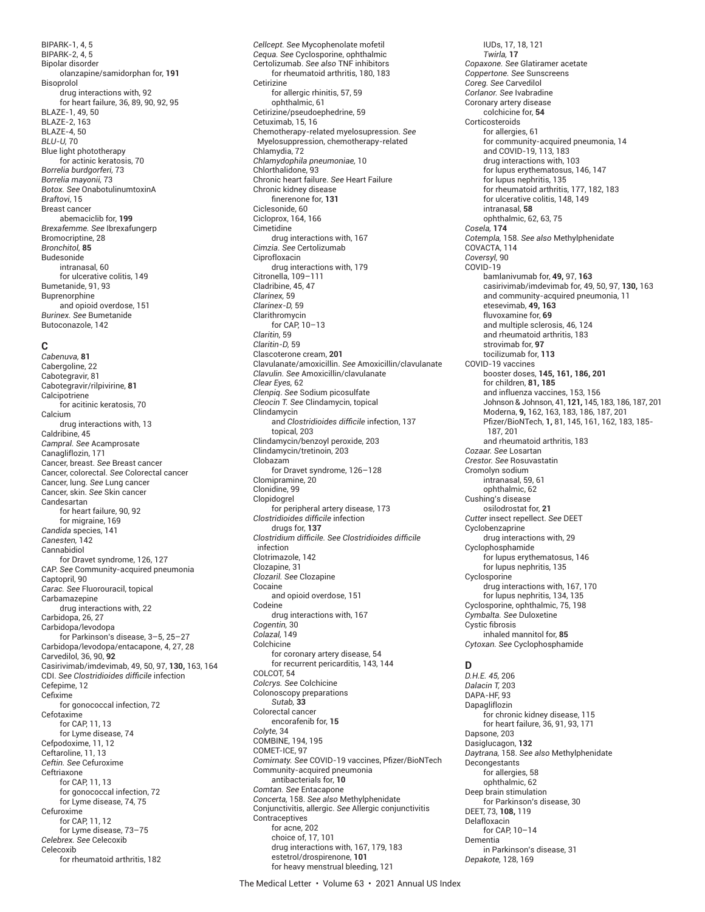BIPARK-1, 4, 5
BIPARK-2, 4, 5
Bipolar disorder
    olanzapine/samidorphan for, **191**
Bisoprolol
    drug interactions with, 92
    for heart failure, 36, 89, 90, 92, 95
BLAZE-1, 49, 50
BLAZE-2, 163
BLAZE-4, 50
*BLU-U,* 70
Blue light phototherapy
    for actinic keratosis, 70
*Borrelia burgdorferi,* 73
*Borrelia mayonii,* 73
*Botox. See* OnabotulinumtoxinA
*Braftovi*, 15
Breast cancer
    abemaciclib for, **199**
*Brexafemme. See* Ibrexafungerp
Bromocriptine, 28
*Bronchitol,* **85**
Budesonide
    intranasal, 60
    for ulcerative colitis, 149
Bumetanide, 91, 93
Buprenorphine
    and opioid overdose, 151
*Burinex. See* Bumetanide
Butoconazole, 142

## C

*Cabenuva,* **81**
Cabergoline, 22
Cabotegravir, 81
Cabotegravir/rilpivirine, **81**
Calcipotriene
    for acitinic keratosis, 70
Calcium
    drug interactions with, 13
Caldribine, 45
*Campral. See* Acamprosate
Canagliflozin, 171
Cancer, breast. *See* Breast cancer
Cancer, colorectal. *See* Colorectal cancer
Cancer, lung. *See* Lung cancer
Cancer, skin. *See* Skin cancer
Candesartan
    for heart failure, 90, 92
    for migraine, 169
*Candida* species, 141
*Canesten,* 142
Cannabidiol
    for Dravet syndrome, 126, 127
CAP. *See* Community-acquired pneumonia
Captopril, 90
*Carac. See* Fluorouracil, topical
Carbamazepine
    drug interactions with, 22
Carbidopa, 26, 27
Carbidopa/levodopa
    for Parkinson's disease, 3–5, 25–27
Carbidopa/levodopa/entacapone, 4, 27, 28
Carvedilol, 36, 90, **92**
Casirivimab/imdevimab, 49, 50, 97, **130,** 163, 164
CDI. *See Clostridioides difficile* infection
Cefepime, 12
Cefixime
    for gonococcal infection, 72
Cefotaxime
    for CAP, 11, 13
    for Lyme disease, 74
Cefpodoxime, 11, 12
Ceftaroline, 11, 13
*Ceftin. See* Cefuroxime
Ceftriaxone
    for CAP, 11, 13
    for gonococcal infection, 72
    for Lyme disease, 74, 75
Cefuroxime
    for CAP, 11, 12
    for Lyme disease, 73–75
*Celebrex. See* Celecoxib
Celecoxib
    for rheumatoid arthritis, 182
*Cellcept. See* Mycophenolate mofetil
*Cequa. See* Cyclosporine, ophthalmic
Certolizumab. *See also* TNF inhibitors
    for rheumatoid arthritis, 180, 183
Cetirizine
    for allergic rhinitis, 57, 59
    ophthalmic, 61
Cetirizine/pseudoephedrine, 59
Cetuximab, 15, 16
Chemotherapy-related myelosupression. *See* Myelosuppression, chemotherapy-related
Chlamydia, 72
*Chlamydophila pneumoniae,* 10
Chlorthalidone, 93
Chronic heart failure. *See* Heart Failure
Chronic kidney disease
    finerenone for, **131**
Ciclesonide, 60
Ciclopirox, 164, 166
Cimetidine
    drug interactions with, 167
*Cimzia. See* Certolizumab
Ciprofloxacin
    drug interactions with, 179
Citronella, 109–111
Cladribine, 45, 47
*Clarinex,* 59
*Clarinex-D,* 59
Clarithromycin
    for CAP, 10–13
*Claritin,* 59
*Claritin-D,* 59
Clascoterone cream, **201**
Clavulanate/amoxicillin. *See* Amoxicillin/clavulanate
*Clavulin. See* Amoxicillin/clavulanate
*Clear Eyes,* 62
*Clenpiq*. *See* Sodium picosulfate
*Cleocin T. See* Clindamycin, topical
Clindamycin
    and *Clostridioides difficile* infection, 137
    topical, 203
Clindamycin/benzoyl peroxide, 203
Clindamycin/tretinoin, 203
Clobazam
    for Dravet syndrome, 126–128
Clomipramine, 20
Clonidine, 99
Clopidogrel
    for peripheral artery disease, 173
*Clostridioides difficile* infection
    drugs for, **137**
*Clostridium difficile. See Clostridioides difficile* infection
Clotrimazole, 142
Clozapine, 31
*Clozaril. See* Clozapine
Cocaine
    and opioid overdose, 151
Codeine
    drug interactions with, 167
*Cogentin,* 30
*Colazal,* 149
Colchicine
    for coronary artery disease, 54
    for recurrent pericarditis, 143, 144
COLCOT, 54
*Colcrys. See* Colchicine
Colonoscopy preparations
    *Sutab,* **33**
Colorectal cancer
    encorafenib for, **15**
*Colyte,* 34
COMBINE, 194, 195
COMET-ICE, 97
*Comirnaty. See* COVID-19 vaccines, Pfizer/BioNTech
Community-acquired pneumonia
    antibacterials for, **10**
*Comtan. See* Entacapone
*Concerta,* 158. *See also* Methylphenidate
Conjunctivitis, allergic. *See* Allergic conjunctivitis
Contraceptives
    for acne, 202
    choice of, 17, 101
    drug interactions with, 167, 179, 183
    estetrol/drospirenone, **101**
    for heavy menstrual bleeding, 121
    IUDs, 17, 18, 121
    *Twirla,* **17**
*Copaxone. See* Glatiramer acetate
*Coppertone. See* Sunscreens
*Coreg. See* Carvedilol
*Corlanor. See* Ivabradine
Coronary artery disease
    colchicine for, **54**
Corticosteroids
    for allergies, 61
    for community-acquired pneumonia, 14
    and COVID-19, 113, 183
    drug interactions with, 103
    for lupus erythematosus, 146, 147
    for lupus nephritis, 135
    for rheumatoid arthritis, 177, 182, 183
    for ulcerative colitis, 148, 149
    intranasal, **58**
    ophthalmic, 62, 63, 75
*Cosela,* **174**
*Cotempla,* 158. *See also* Methylphenidate
COVACTA, 114
*Coversyl,* 90
COVID-19
    bamlanivumab for, **49,** 97, **163**
    casirivimab/imdevimab for, 49, 50, 97, **130,** 163
    and community-acquired pneumonia, 11
    etesevimab, **49, 163**
    fluvoxamine for, **69**
    and multiple sclerosis, 46, 124
    and rheumatoid arthritis, 183
    strovimab for, **97**
    tocilizumab for, **113**
COVID-19 vaccines
    booster doses, **145, 161, 186, 201**
    for children, **81, 185**
    and influenza vaccines, 153, 156
    Johnson & Johnson, 41, **121,** 145, 183, 186, 187, 201
    Moderna, **9,** 162, 163, 183, 186, 187, 201
    Pfizer/BioNTech, **1,** 81, 145, 161, 162, 183, 185-187, 201
    and rheumatoid arthritis, 183
*Cozaar. See* Losartan
*Crestor. See* Rosuvastatin
Cromolyn sodium
    intranasal, 59, 61
    ophthalmic, 62
Cushing's disease
    osilodrostat for, **21**
*Cutter* insect repellect. *See* DEET
Cyclobenzaprine
    drug interactions with, 29
Cyclophosphamide
    for lupus erythematosus, 146
    for lupus nephritis, 135
Cyclosporine
    drug interactions with, 167, 170
    for lupus nephritis, 134, 135
Cyclosporine, ophthalmic, 75, 198
*Cymbalta. See* Duloxetine
Cystic fibrosis
    inhaled mannitol for, **85**
*Cytoxan. See* Cyclophosphamide

## D

*D.H.E. 45,* 206
*Dalacin T,* 203
DAPA-HF, 93
Dapagliflozin
    for chronic kidney disease, 115
    for heart failure, 36, 91, 93, 171
Dapsone, 203
Dasiglucagon, **132**
*Daytrana,* 158. *See also* Methylphenidate
Decongestants
    for allergies, 58
    ophthalmic, 62
Deep brain stimulation
    for Parkinson's disease, 30
DEET, 73, **108,** 119
Delafloxacin
    for CAP, 10–14
Dementia
    in Parkinson's disease, 31
*Depakote,* 128, 169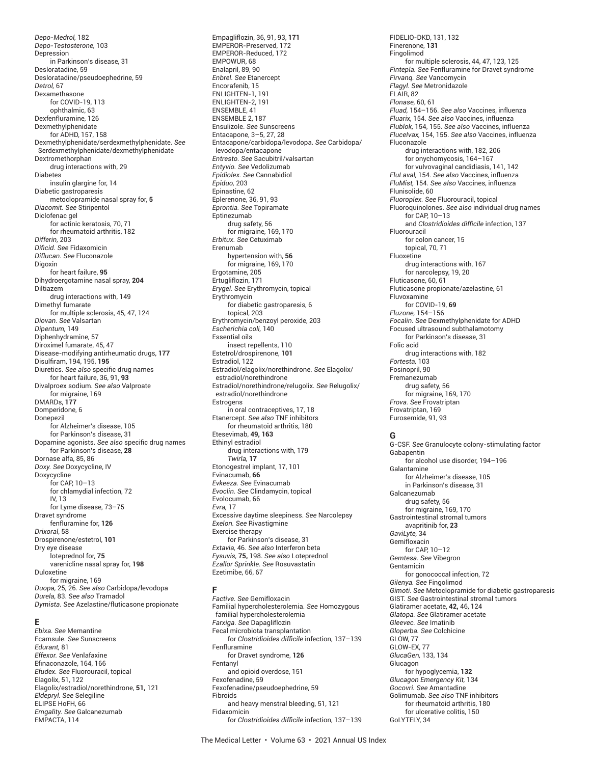*Depo-Medrol,* 182
*Depo-Testosterone,* 103
Depression
  in Parkinson's disease, 31
Desloratadine, 59
Desloratadine/pseudoephedrine, 59
*Detrol,* 67
Dexamethasone
  for COVID-19, 113
  ophthalmic, 63
Dexfenfluramine, 126
Dexmethylphenidate
  for ADHD, 157, 158
Dexmethylphenidate/serdexmethylphenidate. *See* Serdexmethylphenidate/dexmethylphenidate
Dextromethorphan
  drug interactions with, 29
Diabetes
  insulin glargine for, 14
Diabetic gastroparesis
  metoclopramide nasal spray for, **5**
*Diacomit. See* Stiripentol
Diclofenac gel
  for actinic keratosis, 70, 71
  for rheumatoid arthritis, 182
*Differin,* 203
*Dificid. See* Fidaxomicin
*Diflucan. See* Fluconazole
Digoxin
  for heart failure, **95**
Dihydroergotamine nasal spray, **204**
Diltiazem
  drug interactions with, 149
Dimethyl fumarate
  for multiple sclerosis, 45, 47, 124
*Diovan. See* Valsartan
*Dipentum,* 149
Diphenhydramine, 57
Diroximel fumarate, 45, 47
Disease-modifying antirheumatic drugs, **177**
Disulfiram, 194, 195, **195**
Diuretics. *See also* specific drug names
  for heart failure, 36, 91, **93**
Divalproex sodium. *See also* Valproate
  for migraine, 169
DMARDs, **177**
Domperidone, 6
Donepezil
  for Alzheimer's disease, 105
  for Parkinson's disease, 31
Dopamine agonists. *See also* specific drug names
  for Parkinson's disease, **28**
Dornase alfa, 85, 86
*Doxy. See* Doxycycline, IV
Doxycycline
  for CAP, 10–13
  for chlamydial infection, 72
  IV, 13
  for Lyme disease, 73–75
Dravet syndrome
  fenfluramine for, **126**
*Drixoral,* 58
Drospirenone/estetrol, **101**
Dry eye disease
  loteprednol for, **75**
  varenicline nasal spray for, **198**
Duloxetine
  for migraine, 169
*Duopa,* 25, 26. *See also* Carbidopa/levodopa
*Durela,* 83. *See also* Tramadol
*Dymista. See* Azelastine/fluticasone propionate

## E

*Ebixa. See* Memantine
Ecamsule. *See* Sunscreens
*Edurant,* 81
*Effexor. See* Venlafaxine
Efinaconazole, 164, 166
*Efudex. See* Fluorouracil, topical
Elagolix, 51, 122
Elagolix/estradiol/norethindrone, **51,** 121
*Eldepryl. See* Selegiline
ELIPSE HoFH, 66
*Emgality. See* Galcanezumab
EMPACTA, 114
Empagliflozin, 36, 91, 93, **171**
EMPEROR-Preserved, 172
EMPEROR-Reduced, 172
EMPOWUR, 68
Enalapril, 89, 90
*Enbrel. See* Etanercept
Encorafenib, 15
ENLIGHTEN-1, 191
ENLIGHTEN-2, 191
ENSEMBLE, 41
ENSEMBLE 2, 187
Ensulizole. *See* Sunscreens
Entacapone, 3–5, 27, 28
Entacapone/carbidopa/levodopa. *See* Carbidopa/levodopa/entacapone
*Entresto. See* Sacubitril/valsartan
*Entyvio. See* Vedolizumab
*Epidiolex. See* Cannabidiol
*Epiduo,* 203
Epinastine, 62
Eplerenone, 36, 91, 93
*Eprontia. See* Topiramate
Eptinezumab
  drug safety, 56
  for migraine, 169, 170
*Erbitux. See* Cetuximab
Erenumab
  hypertension with, **56**
  for migraine, 169, 170
Ergotamine, 205
Ertugliflozin, 171
*Erygel. See* Erythromycin, topical
Erythromycin
  for diabetic gastroparesis, 6
  topical, 203
Erythromycin/benzoyl peroxide, 203
*Escherichia coli,* 140
Essential oils
  insect repellents, 110
Estetrol/drospirenone, **101**
Estradiol, 122
Estradiol/elagolix/norethindrone. *See* Elagolix/estradiol/norethindrone
Estradiol/norethindrone/relugolix. *See* Relugolix/estradiol/norethindrone
Estrogens
  in oral contraceptives, 17, 18
Etanercept. *See also* TNF inhibitors
  for rheumatoid arthritis, 180
Etesevimab, **49, 163**
Ethinyl estradiol
  drug interactions with, 179
  *Twirla,* **17**
Etonogestrel implant, 17, 101
Evinacumab, **66**
*Evkeeza. See* Evinacumab
*Evoclin. See* Clindamycin, topical
Evolocumab, 66
*Evra,* 17
Excessive daytime sleepiness. *See* Narcolepsy
*Exelon. See* Rivastigmine
Exercise therapy
  for Parkinson's disease, 31
*Extavia,* 46. *See also* Interferon beta
*Eysuvis,* **75,** 198. *See also* Loteprednol
*Ezallor Sprinkle. See* Rosuvastatin
Ezetimibe, 66, 67

## F

*Factive. See* Gemifloxacin
Familial hypercholesterolemia. *See* Homozygous familial hypercholesterolemia
*Farxiga. See* Dapagliflozin
Fecal microbiota transplantation
  for *Clostridioides difficile* infection, 137–139
Fenfluramine
  for Dravet syndrome, **126**
Fentanyl
  and opioid overdose, 151
Fexofenadine, 59
Fexofenadine/pseudoephedrine, 59
Fibroids
  and heavy menstral bleeding, 51, 121
Fidaxomicin
  for *Clostridioides difficile* infection, 137–139
FIDELIO-DKD, 131, 132
Finerenone, **131**
Fingolimod
  for multiple sclerosis, 44, 47, 123, 125
*Fintepla. See* Fenfluramine for Dravet syndrome
*Firvanq. See* Vancomycin
*Flagyl. See* Metronidazole
FLAIR, 82
*Flonase,* 60, 61
*Fluad,* 154–156. *See also* Vaccines, influenza
*Fluarix,* 154. *See also* Vaccines, influenza
*Flublok,* 154, 155. *See also* Vaccines, influenza
*Flucelvax,* 154, 155. *See also* Vaccines, influenza
Fluconazole
  drug interactions with, 182, 206
  for onychomycosis, 164–167
  for vulvovaginal candidiasis, 141, 142
*FluLaval,* 154. *See also* Vaccines, influenza
*FluMist,* 154. *See also* Vaccines, influenza
Flunisolide, 60
*Fluoroplex. See* Fluorouracil, topical
Fluoroquinolones. *See also* individual drug names
  for CAP, 10–13
  and *Clostridioides difficile* infection, 137
Fluorouracil
  for colon cancer, 15
  topical, 70, 71
Fluoxetine
  drug interactions with, 167
  for narcolepsy, 19, 20
Fluticasone, 60, 61
Fluticasone propionate/azelastine, 61
Fluvoxamine
  for COVID-19, **69**
*Fluzone,* 154–156
*Focalin. See* Dexmethylphenidate for ADHD
Focused ultrasound subthalamotomy
  for Parkinson's disease, 31
Folic acid
  drug interactions with, 182
*Fortesta,* 103
Fosinopril, 90
Fremanezumab
  drug safety, 56
  for migraine, 169, 170
*Frova. See* Frovatriptan
Frovatriptan, 169
Furosemide, 91, 93

## G

G-CSF. *See* Granulocyte colony-stimulating factor
Gabapentin
  for alcohol use disorder, 194–196
Galantamine
  for Alzheimer's disease, 105
  in Parkinson's disease, 31
Galcanezumab
  drug safety, 56
  for migraine, 169, 170
Gastrointestinal stromal tumors
  avapritinib for, **23**
*GaviLyte,* 34
Gemifloxacin
  for CAP, 10–12
*Gemtesa. See* Vibegron
Gentamicin
  for gonococcal infection, 72
*Gilenya. See* Fingolimod
*Gimoti. See* Metoclopramide for diabetic gastroparesis
GIST. *See* Gastrointestinal stromal tumors
Glatiramer acetate, **42,** 46, 124
*Glatopa. See* Glatiramer acetate
*Gleevec. See* Imatinib
*Gloperba. See* Colchicine
GLOW, 77
GLOW-EX, 77
*GlucaGen,* 133, 134
Glucagon
  for hypoglycemia, **132**
*Glucagon Emergency Kit,* 134
*Gocovri. See* Amantadine
Golimumab. *See also* TNF inhibitors
  for rheumatoid arthritis, 180
  for ulcerative colitis, 150
GoLYTELY, 34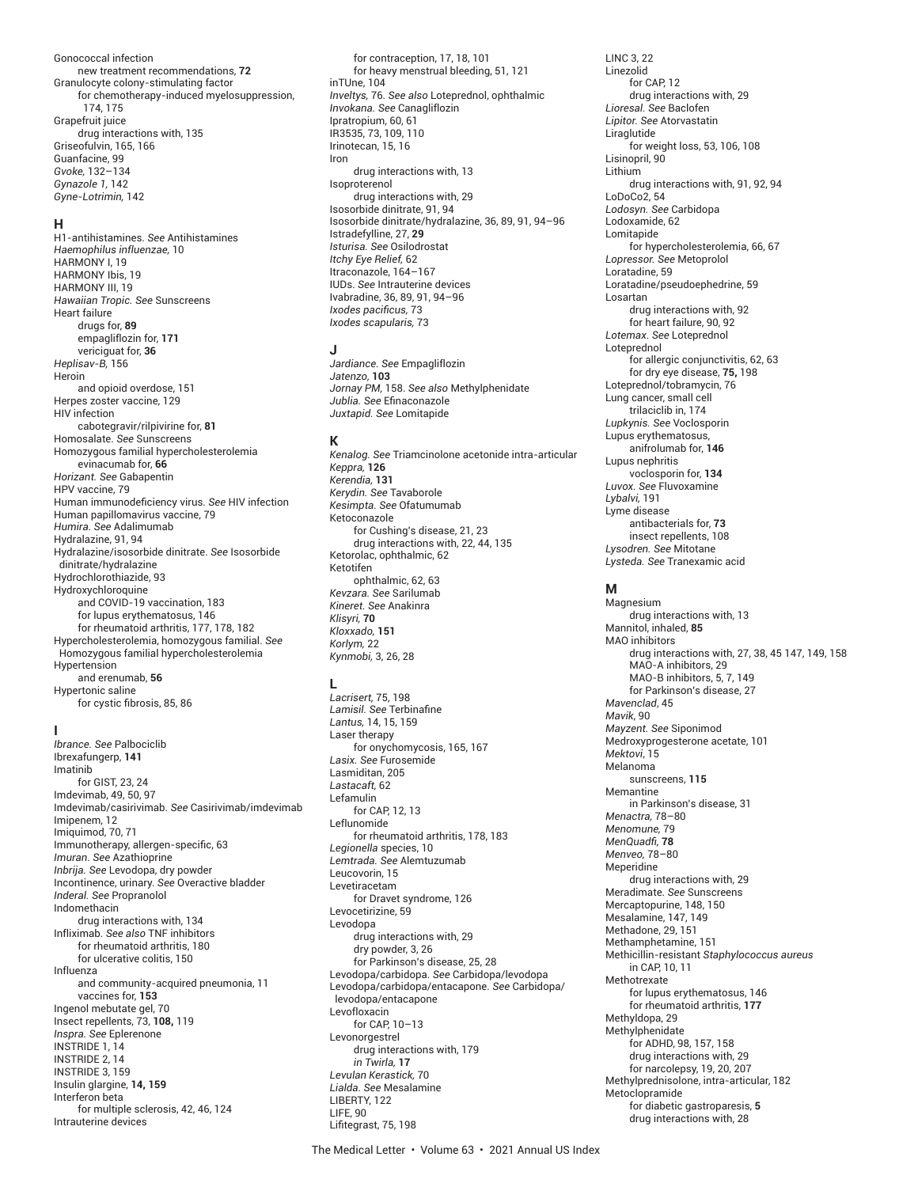Gonococcal infection
    new treatment recommendations, **72**
Granulocyte colony-stimulating factor
    for chemotherapy-induced myelosuppression, 174, 175
Grapefruit juice
    drug interactions with, 135
Griseofulvin, 165, 166
Guanfacine, 99
*Gvoke,* 132–134
*Gynazole 1,* 142
*Gyne-Lotrimin,* 142

## H

H1-antihistamines. *See* Antihistamines
*Haemophilus influenzae,* 10
HARMONY I, 19
HARMONY Ibis, 19
HARMONY III, 19
*Hawaiian Tropic. See* Sunscreens
Heart failure
    drugs for, **89**
    empagliflozin for, **171**
    vericiguat for, **36**
*Heplisav-B,* 156
Heroin
    and opioid overdose, 151
Herpes zoster vaccine, 129
HIV infection
    cabotegravir/rilpivirine for, **81**
Homosalate. *See* Sunscreens
Homozygous familial hypercholesterolemia
    evinacumab for, **66**
*Horizant. See* Gabapentin
HPV vaccine, 79
Human immunodeficiency virus. *See* HIV infection
Human papillomavirus vaccine, 79
*Humira. See* Adalimumab
Hydralazine, 91, 94
Hydralazine/isosorbide dinitrate. *See* Isosorbide dinitrate/hydralazine
Hydrochlorothiazide, 93
Hydroxychloroquine
    and COVID-19 vaccination, 183
    for lupus erythematosus, 146
    for rheumatoid arthritis, 177, 178, 182
Hypercholesterolemia, homozygous familial. *See* Homozygous familial hypercholesterolemia
Hypertension
    and erenumab, **56**
Hypertonic saline
    for cystic fibrosis, 85, 86

## I

*Ibrance. See* Palbociclib
Ibrexafungerp, **141**
Imatinib
    for GIST, 23, 24
Imdevimab, 49, 50, 97
Imdevimab/casirivimab. *See* Casirivimab/imdevimab
Imipenem, 12
Imiquimod, 70, 71
Immunotherapy, allergen-specific, 63
*Imuran. See* Azathioprine
*Inbrija. See* Levodopa, dry powder
Incontinence, urinary. *See* Overactive bladder
*Inderal. See* Propranolol
Indomethacin
    drug interactions with, 134
Infliximab. *See also* TNF inhibitors
    for rheumatoid arthritis, 180
    for ulcerative colitis, 150
Influenza
    and community-acquired pneumonia, 11
    vaccines for, **153**
Ingenol mebutate gel, 70
Insect repellents, 73, **108,** 119
*Inspra. See* Eplerenone
INSTRIDE 1, 14
INSTRIDE 2, 14
INSTRIDE 3, 159
Insulin glargine, **14, 159**
Interferon beta
    for multiple sclerosis, 42, 46, 124
Intrauterine devices
    for contraception, 17, 18, 101
    for heavy menstrual bleeding, 51, 121
inTUne, 104
*Inveltys,* 76. *See also* Loteprednol, ophthalmic
*Invokana. See* Canagliflozin
Ipratropium, 60, 61
IR3535, 73, 109, 110
Irinotecan, 15, 16
Iron
    drug interactions with, 13
Isoproterenol
    drug interactions with, 29
Isosorbide dinitrate, 91, 94
Isosorbide dinitrate/hydralazine, 36, 89, 91, 94–96
Istradefylline, 27, **29**
*Isturisa. See* Osilodrostat
*Itchy Eye Relief,* 62
Itraconazole, 164–167
IUDs. *See* Intrauterine devices
Ivabradine, 36, 89, 91, 94–96
*Ixodes pacificus,* 73
*Ixodes scapularis,* 73

## J

*Jardiance. See* Empagliflozin
*Jatenzo,* **103**
*Jornay PM,* 158. *See also* Methylphenidate
*Jublia. See* Efinaconazole
*Juxtapid. See* Lomitapide

## K

*Kenalog. See* Triamcinolone acetonide intra-articular
*Keppra,* **126**
*Kerendia,* **131**
*Kerydin. See* Tavaborole
*Kesimpta. See* Ofatumumab
Ketoconazole
    for Cushing's disease, 21, 23
    drug interactions with, 22, 44, 135
Ketorolac, ophthalmic, 62
Ketotifen
    ophthalmic, 62, 63
*Kevzara. See* Sarilumab
*Kineret. See* Anakinra
*Klisyri,* **70**
*Kloxxado,* **151**
*Korlym,* 22
*Kynmobi,* 3, 26, 28

## L

*Lacrisert,* 75, 198
*Lamisil. See* Terbinafine
*Lantus,* 14, 15, 159
Laser therapy
    for onychomycosis, 165, 167
*Lasix. See* Furosemide
Lasmiditan, 205
*Lastacaft,* 62
Lefamulin
    for CAP, 12, 13
Leflunomide
    for rheumatoid arthritis, 178, 183
*Legionella* species, 10
*Lemtrada. See* Alemtuzumab
Leucovorin, 15
Levetiracetam
    for Dravet syndrome, 126
Levocetirizine, 59
Levodopa
    drug interactions with, 29
    dry powder, 3, 26
    for Parkinson's disease, 25, 28
Levodopa/carbidopa. *See* Carbidopa/levodopa
Levodopa/carbidopa/entacapone. *See* Carbidopa/levodopa/entacapone
Levofloxacin
    for CAP, 10–13
Levonorgestrel
    drug interactions with, 179
    *in Twirla,* **17**
*Levulan Kerastick,* 70
*Lialda. See* Mesalamine
LIBERTY, 122
LIFE, 90
Lifitegrast, 75, 198
LINC 3, 22
Linezolid
    for CAP, 12
    drug interactions with, 29
*Lioresal. See* Baclofen
*Lipitor. See* Atorvastatin
Liraglutide
    for weight loss, 53, 106, 108
Lisinopril, 90
Lithium
    drug interactions with, 91, 92, 94
LoDoCo2, 54
*Lodosyn. See* Carbidopa
Lodoxamide, 62
Lomitapide
    for hypercholesterolemia, 66, 67
*Lopressor. See* Metoprolol
Loratadine, 59
Loratadine/pseudoephedrine, 59
Losartan
    drug interactions with, 92
    for heart failure, 90, 92
*Lotemax. See* Loteprednol
Loteprednol
    for allergic conjunctivitis, 62, 63
    for dry eye disease, **75,** 198
Loteprednol/tobramycin, 76
Lung cancer, small cell
    trilaciclib in, 174
*Lupkynis. See* Voclosporin
Lupus erythematosus,
    anifrolumab for, **146**
Lupus nephritis
    voclosporin for, **134**
*Luvox. See* Fluvoxamine
*Lybalvi,* 191
Lyme disease
    antibacterials for, **73**
    insect repellents, 108
*Lysodren. See* Mitotane
*Lysteda. See* Tranexamic acid

## M

Magnesium
    drug interactions with, 13
Mannitol, inhaled, **85**
MAO inhibitors
    drug interactions with, 27, 38, 45 147, 149, 158
    MAO-A inhibitors, 29
    MAO-B inhibitors, 5, 7, 149
    for Parkinson's disease, 27
*Mavenclad,* 45
*Mavik,* 90
*Mayzent. See* Siponimod
Medroxyprogesterone acetate, 101
*Mektovi,* 15
Melanoma
    sunscreens, **115**
Memantine
    in Parkinson's disease, 31
*Menactra,* 78–80
*Menomune,* 79
*MenQuadfi,* **78**
*Menveo,* 78–80
Meperidine
    drug interactions with, 29
Meradimate. *See* Sunscreens
Mercaptopurine, 148, 150
Mesalamine, 147, 149
Methadone, 29, 151
Methamphetamine, 151
Methicillin-resistant *Staphylococcus aureus*
    in CAP, 10, 11
Methotrexate
    for lupus erythematosus, 146
    for rheumatoid arthritis, **177**
Methyldopa, 29
Methylphenidate
    for ADHD, 98, 157, 158
    drug interactions with, 29
    for narcolepsy, 19, 20, 207
Methylprednisolone, intra-articular, 182
Metoclopramide
    for diabetic gastroparesis, **5**
    drug interactions with, 28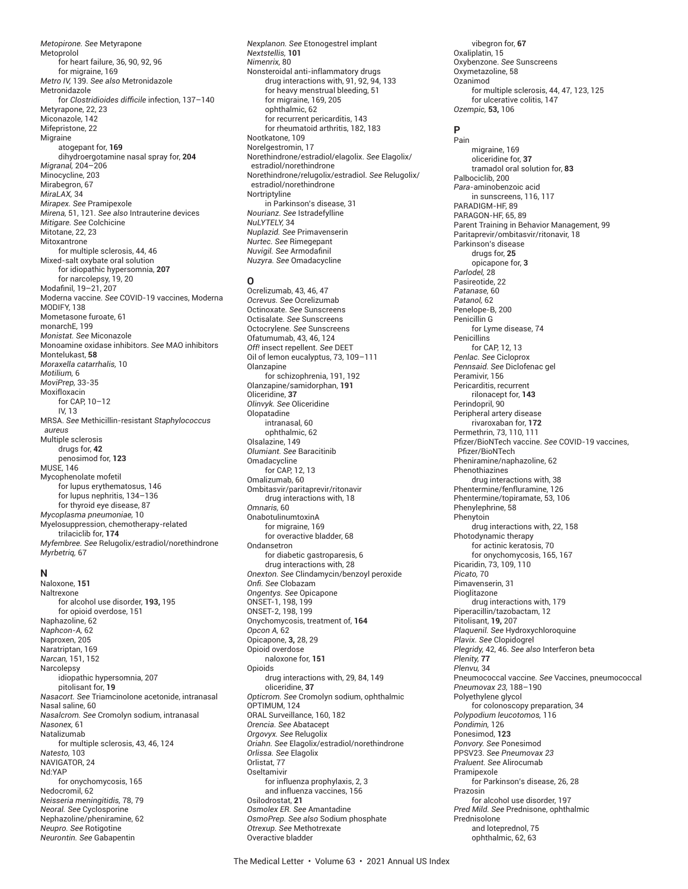*Metopirone. See* Metyrapone
Metoprolol
  for heart failure, 36, 90, 92, 96
  for migraine, 169
*Metro IV,* 139. *See also* Metronidazole
Metronidazole
  for *Clostridioides difficile* infection, 137–140
Metyrapone, 22, 23
Miconazole, 142
Mifepristone, 22
Migraine
  atogepant for, **169**
  dihydroergotamine nasal spray for, **204**
*Migranal,* 204–206
Minocycline, 203
Mirabegron, 67
*MiraLAX,* 34
*Mirapex. See* Pramipexole
*Mirena,* 51, 121. *See also* Intrauterine devices
*Mitigare. See* Colchicine
Mitotane, 22, 23
Mitoxantrone
  for multiple sclerosis, 44, 46
Mixed-salt oxybate oral solution
  for idiopathic hypersomnia, **207**
  for narcolepsy, 19, 20
Modafinil, 19–21, 207
Moderna vaccine. *See* COVID-19 vaccines, Moderna
MODIFY, 138
Mometasone furoate, 61
monarchE, 199
*Monistat. See* Miconazole
Monoamine oxidase inhibitors. *See* MAO inhibitors
Montelukast, **58**
*Moraxella catarrhalis,* 10
*Motilium,* 6
*MoviPrep,* 33-35
Moxifloxacin
  for CAP, 10–12
  IV, 13
MRSA. *See* Methicillin-resistant *Staphylococcus aureus*
Multiple sclerosis
  drugs for, **42**
  penosimod for, **123**
MUSE, 146
Mycophenolate mofetil
  for lupus erythematosus, 146
  for lupus nephritis, 134–136
  for thyroid eye disease, 87
*Mycoplasma pneumoniae,* 10
Myelosuppression, chemotherapy-related
  trilaciclib for, **174**
*Myfembree. See* Relugolix/estradiol/norethindrone
*Myrbetriq,* 67

## N

Naloxone, **151**
Naltrexone
  for alcohol use disorder, **193,** 195
  for opioid overdose, 151
Naphazoline, 62
*Naphcon-A,* 62
Naproxen, 205
Naratriptan, 169
*Narcan,* 151, 152
Narcolepsy
  idiopathic hypersomnia, 207
  pitolisant for, **19**
*Nasacort. See* Triamcinolone acetonide, intranasal
Nasal saline, 60
*Nasalcrom. See* Cromolyn sodium, intranasal
*Nasonex,* 61
Natalizumab
  for multiple sclerosis, 43, 46, 124
*Natesto,* 103
NAVIGATOR, 24
Nd:YAP
  for onychomycosis, 165
Nedocromil, 62
*Neisseria meningitidis,* 78, 79
*Neoral. See* Cyclosporine
Nephazoline/pheniramine, 62
*Neupro. See* Rotigotine
*Neurontin. See* Gabapentin
*Nexplanon. See* Etonogestrel implant
*Nextstellis,* **101**
*Nimenrix,* 80
Nonsteroidal anti-inflammatory drugs
  drug interactions with, 91, 92, 94, 133
  for heavy menstrual bleeding, 51
  for migraine, 169, 205
  ophthalmic, 62
  for recurrent pericarditis, 143
  for rheumatoid arthritis, 182, 183
Nootkatone, 109
Norelgestromin, 17
Norethindrone/estradiol/elagolix. *See* Elagolix/estradiol/norethindrone
Norethindrone/relugolix/estradiol. *See* Relugolix/estradiol/norethindrone
Nortriptyline
  in Parkinson's disease, 31
*Nourianz. See* Istradefylline
*NuLYTELY,* 34
*Nuplazid. See* Primavenserin
*Nurtec. See* Rimegepant
*Nuvigil. See* Armodafinil
*Nuzyra. See* Omadacycline

## O

Ocrelizumab, 43, 46, 47
*Ocrevus. See* Ocrelizumab
Octinoxate. *See* Sunscreens
Octisalate. *See* Sunscreens
Octocrylene. *See* Sunscreens
Ofatumumab, 43, 46, 124
*Off!* insect repellent. *See* DEET
Oil of lemon eucalyptus, 73, 109–111
Olanzapine
  for schizophrenia, 191, 192
Olanzapine/samidorphan, **191**
Oliceridine, **37**
*Olinvyk. See* Oliceridine
Olopatadine
  intranasal, 60
  ophthalmic, 62
Olsalazine, 149
*Olumiant. See* Baracitinib
Omadacycline
  for CAP, 12, 13
Omalizumab, 60
Ombitasvir/paritaprevir/ritonavir
  drug interactions with, 18
*Omnaris,* 60
OnabotulinumtoxinA
  for migraine, 169
  for overactive bladder, 68
Ondansetron
  for diabetic gastroparesis, 6
  drug interactions with, 28
*Onexton. See* Clindamycin/benzoyl peroxide
*Onfi. See* Clobazam
*Ongentys. See* Opicapone
ONSET-1, 198, 199
ONSET-2, 198, 199
Onychomycosis, treatment of, **164**
*Opcon A,* 62
Opicapone, **3,** 28, 29
Opioid overdose
  naloxone for, **151**
Opioids
  drug interactions with, 29, 84, 149
  oliceridine, **37**
*Opticrom. See* Cromolyn sodium, ophthalmic
OPTIMUM, 124
ORAL Surveillance, 160, 182
*Orencia. See* Abatacept
*Orgovyx. See* Relugolix
*Oriahn. See* Elagolix/estradiol/norethindrone
*Orlissa. See* Elagolix
Orlistat, 77
Oseltamivir
  for influenza prophylaxis, 2, 3
  and influenza vaccines, 156
Osilodrostat, **21**
*Osmolex ER. See* Amantadine
*OsmoPrep. See also* Sodium phosphate
*Otrexup. See* Methotrexate
Overactive bladder
  vibegron for, **67**
Oxaliplatin, 15
Oxybenzone. *See* Sunscreens
Oxymetazoline, 58
Ozanimod
  for multiple sclerosis, 44, 47, 123, 125
  for ulcerative colitis, 147
*Ozempic,* **53,** 106

## P

Pain
  migraine, 169
  oliceridine for, **37**
  tramadol oral solution for, **83**
Palbociclib, 200
*Para*-aminobenzoic acid
  in sunscreens, 116, 117
PARADIGM-HF, 89
PARAGON-HF, 65, 89
Parent Training in Behavior Management, 99
Paritaprevir/ombitasvir/ritonavir, 18
Parkinson's disease
  drugs for, **25**
  opicapone for, **3**
*Parlodel,* 28
Pasireotide, 22
*Patanase,* 60
*Patanol,* 62
Penelope-B, 200
Penicillin G
  for Lyme disease, 74
Penicillins
  for CAP, 12, 13
*Penlac. See* Cicloprox
*Pennsaid. See* Diclofenac gel
Peramivir, 156
Pericarditis, recurrent
  rilonacept for, **143**
Perindopril, 90
Peripheral artery disease
  rivaroxaban for, **172**
Permethrin, 73, 110, 111
Pfizer/BioNTech vaccine. *See* COVID-19 vaccines, Pfizer/BioNTech
Pheniramine/naphazoline, 62
Phenothiazines
  drug interactions with, 38
Phentermine/fenfluramine, 126
Phentermine/topiramate, 53, 106
Phenylephrine, 58
Phenytoin
  drug interactions with, 22, 158
Photodynamic therapy
  for actinic keratosis, 70
  for onychomycosis, 165, 167
Picaridin, 73, 109, 110
*Picato,* 70
Pimavenserin, 31
Pioglitazone
  drug interactions with, 179
Piperacillin/tazobactam, 12
Pitolisant, **19,** 207
*Plaquenil. See* Hydroxychloroquine
*Plavix. See* Clopidogrel
*Plegridy,* 42, 46. *See also* Interferon beta
*Plenity,* **77**
*Plenvu,* 34
Pneumococcal vaccine. *See* Vaccines, pneumococcal
*Pneumovax 23,* 188–190
Polyethylene glycol
  for colonoscopy preparation, 34
*Polypodium leucotomos,* 116
*Pondimin,* 126
Ponesimod, **123**
*Ponvory. See* Ponesimod
PPSV23. *See Pneumovax 23*
*Praluent. See* Alirocumab
Pramipexole
  for Parkinson's disease, 26, 28
Prazosin
  for alcohol use disorder, 197
*Pred Mild. See* Prednisone, ophthalmic
Prednisolone
  and loteprednol, 75
  ophthalmic, 62, 63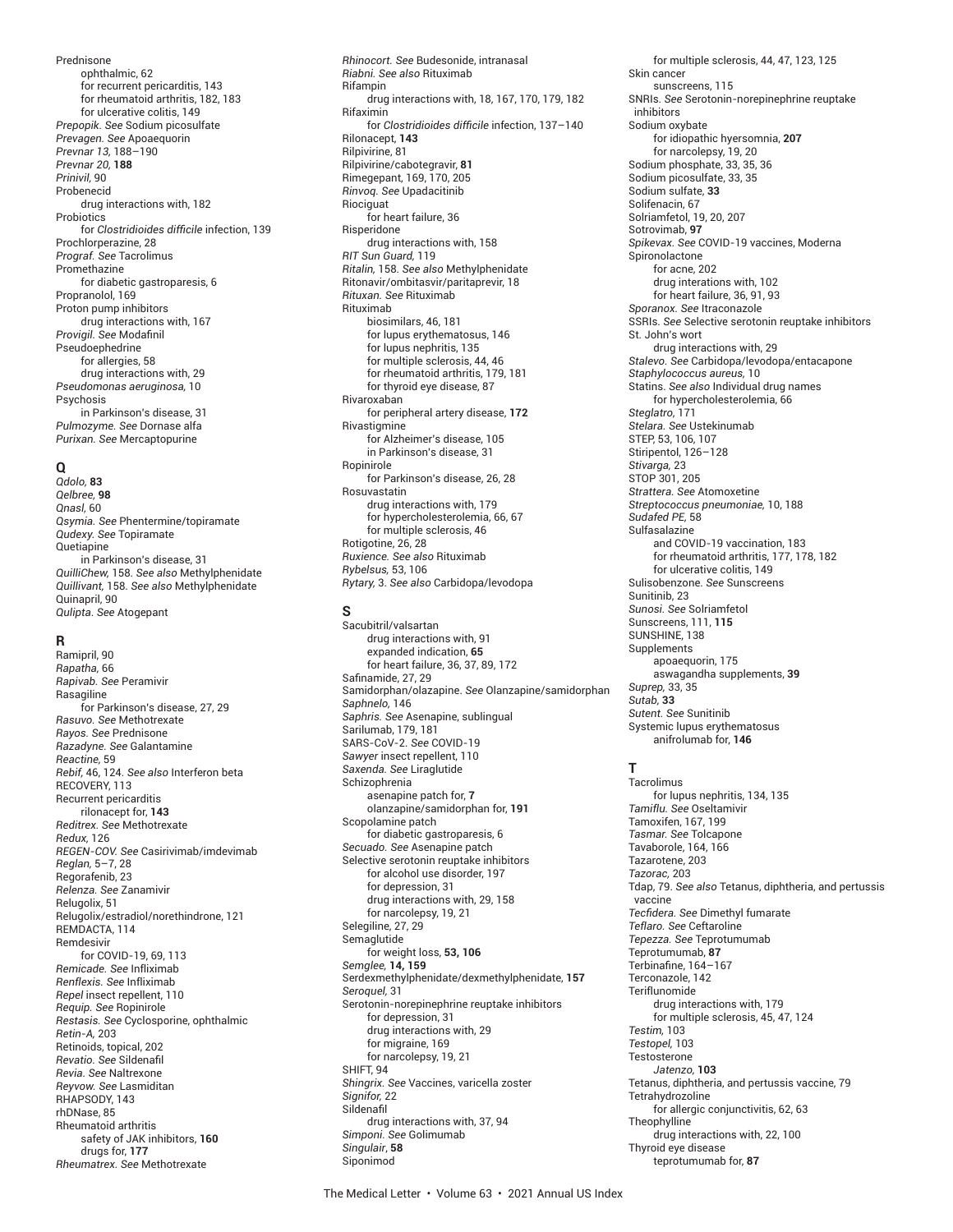Prednisone
- ophthalmic, 62
- for recurrent pericarditis, 143
- for rheumatoid arthritis, 182, 183
- for ulcerative colitis, 149

*Prepopik. See* Sodium picosulfate
*Prevagen. See* Apoaequorin
*Prevnar 13,* 188–190
*Prevnar 20,* **188**
*Prinivil,* 90
Probenecid
- drug interactions with, 182

Probiotics
- for *Clostridioides difficile* infection, 139

Prochlorperazine, 28
*Prograf. See* Tacrolimus
Promethazine
- for diabetic gastroparesis, 6

Propranolol, 169
Proton pump inhibitors
- drug interactions with, 167

*Provigil. See* Modafinil
Pseudoephedrine
- for allergies, 58
- drug interactions with, 29

*Pseudomonas aeruginosa,* 10
Psychosis
- in Parkinson's disease, 31

*Pulmozyme. See* Dornase alfa
*Purixan. See* Mercaptopurine

## Q

*Qdolo,* **83**
*Qelbree,* **98**
*Qnasl,* 60
*Qsymia. See* Phentermine/topiramate
*Qudexy. See* Topiramate
Quetiapine
- in Parkinson's disease, 31

*QuilliChew,* 158. *See also* Methylphenidate
*Quillivant,* 158. *See also* Methylphenidate
Quinapril, 90
*Qulipta. See* Atogepant

## R

Ramipril, 90
*Rapatha,* 66
*Rapivab. See* Peramivir
Rasagiline
- for Parkinson's disease, 27, 29

*Rasuvo. See* Methotrexate
*Rayos. See* Prednisone
*Razadyne. See* Galantamine
*Reactine,* 59
*Rebif,* 46, 124. *See also* Interferon beta
RECOVERY, 113
Recurrent pericarditis
- rilonacept for, **143**

*Reditrex. See* Methotrexate
*Redux,* 126
*REGEN-COV. See* Casirivimab/imdevimab
*Reglan,* 5–7, 28
Regorafenib, 23
*Relenza. See* Zanamivir
Relugolix, 51
Relugolix/estradiol/norethindrone, 121
REMDACTA, 114
Remdesivir
- for COVID-19, 69, 113

*Remicade. See* Infliximab
*Renflexis. See* Infliximab
*Repel* insect repellent, 110
*Requip. See* Ropinirole
*Restasis. See* Cyclosporine, ophthalmic
*Retin-A,* 203
Retinoids, topical, 202
*Revatio. See* Sildenafil
*Revia. See* Naltrexone
*Reyvow. See* Lasmiditan
RHAPSODY, 143
rhDNase, 85
Rheumatoid arthritis
- safety of JAK inhibitors, **160**
- drugs for, **177**

*Rheumatrex. See* Methotrexate
*Rhinocort. See* Budesonide, intranasal
*Riabni. See also* Rituximab
Rifampin
- drug interactions with, 18, 167, 170, 179, 182

Rifaximin
- for *Clostridioides difficile* infection, 137–140

Rilonacept, **143**
Rilpivirine, 81
Rilpivirine/cabotegravir, **81**
Rimegepant, 169, 170, 205
*Rinvoq. See* Upadacitinib
Riociguat
- for heart failure, 36

Risperidone
- drug interactions with, 158

*RIT Sun Guard,* 119
*Ritalin,* 158. *See also* Methylphenidate
Ritonavir/ombitasvir/paritaprevir, 18
*Rituxan. See* Rituximab
Rituximab
- biosimilars, 46, 181
- for lupus erythematosus, 146
- for lupus nephritis, 135
- for multiple sclerosis, 44, 46
- for rheumatoid arthritis, 179, 181
- for thyroid eye disease, 87

Rivaroxaban
- for peripheral artery disease, **172**

Rivastigmine
- for Alzheimer's disease, 105
- in Parkinson's disease, 31

Ropinirole
- for Parkinson's disease, 26, 28

Rosuvastatin
- drug interactions with, 179
- for hypercholesterolemia, 66, 67
- for multiple sclerosis, 46

Rotigotine, 26, 28
*Ruxience. See also* Rituximab
*Rybelsus,* 53, 106
*Rytary,* 3. *See also* Carbidopa/levodopa

## S

Sacubitril/valsartan
- drug interactions with, 91
- expanded indication, **65**
- for heart failure, 36, 37, 89, 172

Safinamide, 27, 29
Samidorphan/olazapine. *See* Olanzapine/samidorphan
*Saphnelo,* 146
*Saphris. See* Asenapine, sublingual
Sarilumab, 179, 181
SARS-CoV-2. *See* COVID-19
*Sawyer* insect repellent, 110
*Saxenda. See* Liraglutide
Schizophrenia
- asenapine patch for, **7**
- olanzapine/samidorphan for, **191**

Scopolamine patch
- for diabetic gastroparesis, 6

*Secuado. See* Asenapine patch
Selective serotonin reuptake inhibitors
- for alcohol use disorder, 197
- for depression, 31
- drug interactions with, 29, 158
- for narcolepsy, 19, 21

Selegiline, 27, 29
Semaglutide
- for weight loss, **53, 106**

*Semglee,* **14, 159**
Serdexmethylphenidate/dexmethylphenidate, **157**
*Seroquel,* 31
Serotonin-norepinephrine reuptake inhibitors
- for depression, 31
- drug interactions with, 29
- for migraine, 169
- for narcolepsy, 19, 21

SHIFT, 94
*Shingrix. See* Vaccines, varicella zoster
*Signifor,* 22
Sildenafil
- drug interactions with, 37, 94

*Simponi. See* Golimumab
*Singulair,* **58**
Siponimod
- for multiple sclerosis, 44, 47, 123, 125

Skin cancer
- sunscreens, 115

SNRIs. *See* Serotonin-norepinephrine reuptake inhibitors
Sodium oxybate
- for idiopathic hyersomnia, **207**
- for narcolepsy, 19, 20

Sodium phosphate, 33, 35, 36
Sodium picosulfate, 33, 35
Sodium sulfate, **33**
Solifenacin, 67
Solriamfetol, 19, 20, 207
Sotrovimab, **97**
*Spikevax. See* COVID-19 vaccines, Moderna
Spironolactone
- for acne, 202
- drug interations with, 102
- for heart failure, 36, 91, 93

*Sporanox. See* Itraconazole
SSRIs. *See* Selective serotonin reuptake inhibitors
St. John's wort
- drug interactions with, 29

*Stalevo. See* Carbidopa/levodopa/entacapone
*Staphylococcus aureus,* 10
Statins. *See also* Individual drug names
- for hypercholesterolemia, 66

*Steglatro,* 171
*Stelara. See* Ustekinumab
STEP, 53, 106, 107
Stiripentol, 126–128
*Stivarga,* 23
STOP 301, 205
*Strattera. See* Atomoxetine
*Streptococcus pneumoniae,* 10, 188
*Sudafed PE,* 58
Sulfasalazine
- and COVID-19 vaccination, 183
- for rheumatoid arthritis, 177, 178, 182
- for ulcerative colitis, 149

Sulisobenzone. *See* Sunscreens
Sunitinib, 23
*Sunosi. See* Solriamfetol
Sunscreens, 111, **115**
SUNSHINE, 138
Supplements
- apoaequorin, 175
- aswagandha supplements, **39**

*Suprep,* 33, 35
*Sutab,* **33**
*Sutent. See* Sunitinib
Systemic lupus erythematosus
- anifrolumab for, **146**

## T

Tacrolimus
- for lupus nephritis, 134, 135

*Tamiflu. See* Oseltamivir
Tamoxifen, 167, 199
*Tasmar. See* Tolcapone
Tavaborole, 164, 166
Tazarotene, 203
*Tazorac,* 203
Tdap, 79. *See also* Tetanus, diphtheria, and pertussis vaccine
*Tecfidera. See* Dimethyl fumarate
*Teflaro. See* Ceftaroline
*Tepezza. See* Teprotumumab
Teprotumumab, **87**
Terbinafine, 164–167
Terconazole, 142
Teriflunomide
- drug interactions with, 179
- for multiple sclerosis, 45, 47, 124

*Testim,* 103
*Testopel,* 103
Testosterone
- *Jatenzo,* **103**

Tetanus, diphtheria, and pertussis vaccine, 79
Tetrahydrozoline
- for allergic conjunctivitis, 62, 63

Theophylline
- drug interactions with, 22, 100

Thyroid eye disease
- teprotumumab for, **87**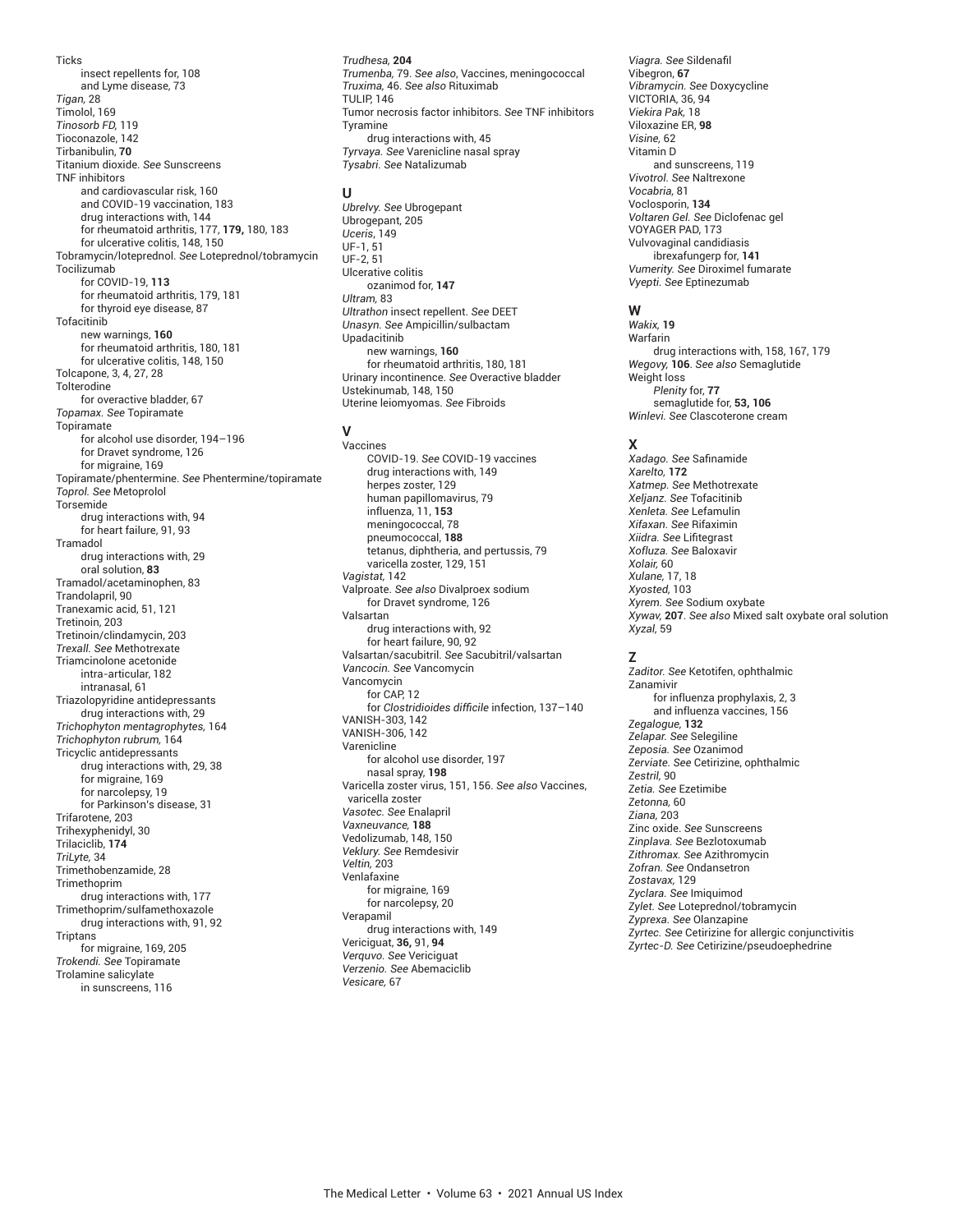Ticks
  insect repellents for, 108
  and Lyme disease, 73
*Tigan,* 28
Timolol, 169
*Tinosorb FD,* 119
Tioconazole, 142
Tirbanibulin, **70**
Titanium dioxide. *See* Sunscreens
TNF inhibitors
  and cardiovascular risk, 160
  and COVID-19 vaccination, 183
  drug interactions with, 144
  for rheumatoid arthritis, 177, **179,** 180, 183
  for ulcerative colitis, 148, 150
Tobramycin/loteprednol. *See* Loteprednol/tobramycin
Tocilizumab
  for COVID-19, **113**
  for rheumatoid arthritis, 179, 181
  for thyroid eye disease, 87
Tofacitinib
  new warnings, **160**
  for rheumatoid arthritis, 180, 181
  for ulcerative colitis, 148, 150
Tolcapone, 3, 4, 27, 28
Tolterodine
  for overactive bladder, 67
*Topamax. See* Topiramate
Topiramate
  for alcohol use disorder, 194–196
  for Dravet syndrome, 126
  for migraine, 169
Topiramate/phentermine. *See* Phentermine/topiramate
*Toprol. See* Metoprolol
Torsemide
  drug interactions with, 94
  for heart failure, 91, 93
Tramadol
  drug interactions with, 29
  oral solution, **83**
Tramadol/acetaminophen, 83
Trandolapril, 90
Tranexamic acid, 51, 121
Tretinoin, 203
Tretinoin/clindamycin, 203
*Trexall. See* Methotrexate
Triamcinolone acetonide
  intra-articular, 182
  intranasal, 61
Triazolopyridine antidepressants
  drug interactions with, 29
*Trichophyton mentagrophytes,* 164
*Trichophyton rubrum,* 164
Tricyclic antidepressants
  drug interactions with, 29, 38
  for migraine, 169
  for narcolepsy, 19
  for Parkinson's disease, 31
Trifarotene, 203
Trihexyphenidyl, 30
Trilaciclib, **174**
*TriLyte,* 34
Trimethobenzamide, 28
Trimethoprim
  drug interactions with, 177
Trimethoprim/sulfamethoxazole
  drug interactions with, 91, 92
Triptans
  for migraine, 169, 205
*Trokendi. See* Topiramate
Trolamine salicylate
  in sunscreens, 116
*Trudhesa,* **204**
*Trumenba,* 79. *See also*, Vaccines, meningococcal
*Truxima,* 46. *See also* Rituximab
TULIP, 146
Tumor necrosis factor inhibitors. *See* TNF inhibitors
Tyramine
  drug interactions with, 45
*Tyrvaya. See* Varenicline nasal spray
*Tysabri. See* Natalizumab

## U

*Ubrelvy. See* Ubrogepant
Ubrogepant, 205
*Uceris,* 149
UF-1, 51
UF-2, 51
Ulcerative colitis
  ozanimod for, **147**
*Ultram,* 83
*Ultrathon* insect repellent. *See* DEET
*Unasyn. See* Ampicillin/sulbactam
Upadacitinib
  new warnings, **160**
  for rheumatoid arthritis, 180, 181
Urinary incontinence. *See* Overactive bladder
Ustekinumab, 148, 150
Uterine leiomyomas. *See* Fibroids

## V

Vaccines
  COVID-19. *See* COVID-19 vaccines
  drug interactions with, 149
  herpes zoster, 129
  human papillomavirus, 79
  influenza, 11, **153**
  meningococcal, 78
  pneumococcal, **188**
  tetanus, diphtheria, and pertussis, 79
  varicella zoster, 129, 151
*Vagistat,* 142
Valproate. *See also* Divalproex sodium
  for Dravet syndrome, 126
Valsartan
  drug interactions with, 92
  for heart failure, 90, 92
Valsartan/sacubitril. *See* Sacubitril/valsartan
*Vancocin. See* Vancomycin
Vancomycin
  for CAP, 12
  for *Clostridioides difficile* infection, 137–140
VANISH-303, 142
VANISH-306, 142
Varenicline
  for alcohol use disorder, 197
  nasal spray, **198**
Varicella zoster virus, 151, 156. *See also* Vaccines, varicella zoster
*Vasotec. See* Enalapril
*Vaxneuvance,* **188**
Vedolizumab, 148, 150
*Veklury. See* Remdesivir
*Veltin,* 203
Venlafaxine
  for migraine, 169
  for narcolepsy, 20
Verapamil
  drug interactions with, 149
Vericiguat, **36,** 91, **94**
*Verquvo. See* Vericiguat
*Verzenio. See* Abemaciclib
*Vesicare,* 67
*Viagra. See* Sildenafil
Vibegron, **67**
*Vibramycin. See* Doxycycline
VICTORIA, 36, 94
*Viekira Pak,* 18
Viloxazine ER, **98**
*Visine,* 62
Vitamin D
  and sunscreens, 119
*Vivotrol. See* Naltrexone
*Vocabria,* 81
Voclosporin, **134**
*Voltaren Gel. See* Diclofenac gel
VOYAGER PAD, 173
Vulvovaginal candidiasis
  ibrexafungerp for, **141**
*Vumerity. See* Diroximel fumarate
*Vyepti. See* Eptinezumab

## W

*Wakix,* **19**
Warfarin
  drug interactions with, 158, 167, 179
*Wegovy,* **106**. *See also* Semaglutide
Weight loss
  *Plenity* for, **77**
  semaglutide for, **53, 106**
*Winlevi. See* Clascoterone cream

## X

*Xadago. See* Safinamide
*Xarelto,* **172**
*Xatmep. See* Methotrexate
*Xeljanz. See* Tofacitinib
*Xenleta. See* Lefamulin
*Xifaxan. See* Rifaximin
*Xiidra. See* Lifitegrast
*Xofluza. See* Baloxavir
*Xolair,* 60
*Xulane,* 17, 18
*Xyosted,* 103
*Xyrem. See* Sodium oxybate
*Xywav,* **207**. *See also* Mixed salt oxybate oral solution
*Xyzal,* 59

## Z

*Zaditor. See* Ketotifen, ophthalmic
Zanamivir
  for influenza prophylaxis, 2, 3
  and influenza vaccines, 156
*Zegalogue,* **132**
*Zelapar. See* Selegiline
*Zeposia. See* Ozanimod
*Zerviate. See* Cetirizine, ophthalmic
*Zestril,* 90
*Zetia. See* Ezetimibe
*Zetonna,* 60
*Ziana,* 203
Zinc oxide. *See* Sunscreens
*Zinplava. See* Bezlotoxumab
*Zithromax. See* Azithromycin
*Zofran. See* Ondansetron
*Zostavax,* 129
*Zyclara. See* Imiquimod
*Zylet. See* Loteprednol/tobramycin
*Zyprexa. See* Olanzapine
*Zyrtec. See* Cetirizine for allergic conjunctivitis
*Zyrtec-D. See* Cetirizine/pseudoephedrine